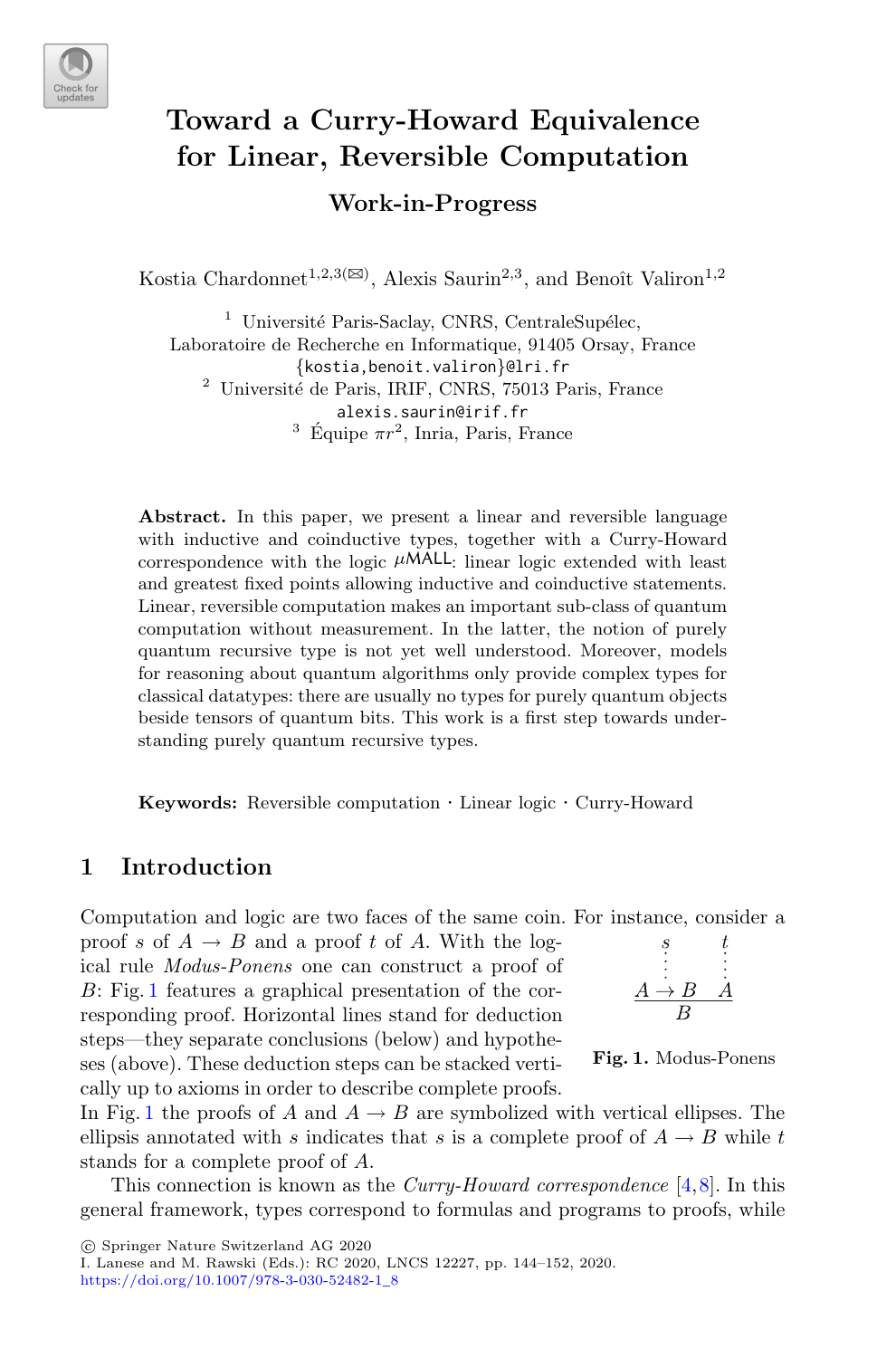# Toward a Curry-Howard Equivalence for Linear, Reversible Computation

## Work-in-Progress

Kostia Chardonnet[1,2,3(✉)], Alexis Saurin[2,3], and Benoît Valiron[1,2]

[1] Université Paris-Saclay, CNRS, CentraleSupélec, Laboratoire de Recherche en Informatique, 91405 Orsay, France
{kostia,benoit.valiron}@lri.fr

[2] Université de Paris, IRIF, CNRS, 75013 Paris, France
alexis.saurin@irif.fr

[3] Équipe $\pi r^2$, Inria, Paris, France

**Abstract.** In this paper, we present a linear and reversible language with inductive and coinductive types, together with a Curry-Howard correspondence with the logic $\mu$MALL: linear logic extended with least and greatest fixed points allowing inductive and coinductive statements. Linear, reversible computation makes an important sub-class of quantum computation without measurement. In the latter, the notion of purely quantum recursive type is not yet well understood. Moreover, models for reasoning about quantum algorithms only provide complex types for classical datatypes: there are usually no types for purely quantum objects beside tensors of quantum bits. This work is a first step towards understanding purely quantum recursive types.

**Keywords:** Reversible computation · Linear logic · Curry-Howard

## 1 Introduction

Computation and logic are two faces of the same coin. For instance, consider a proof $s$ of $A \to B$ and a proof $t$ of $A$. With the logical rule *Modus-Ponens* one can construct a proof of $B$: Fig. 1 features a graphical presentation of the corresponding proof. Horizontal lines stand for deduction steps—they separate conclusions (below) and hypotheses (above). These deduction steps can be stacked vertically up to axioms in order to describe complete proofs.

$$\dfrac{\begin{array}{cc} s & t \\ \vdots & \vdots \\ A \to B & A \end{array}}{B}$$

**Fig. 1.** Modus-Ponens

In Fig. 1 the proofs of $A$ and $A \to B$ are symbolized with vertical ellipses. The ellipsis annotated with $s$ indicates that $s$ is a complete proof of $A \to B$ while $t$ stands for a complete proof of $A$.

This connection is known as the *Curry-Howard correspondence* [4,8]. In this general framework, types correspond to formulas and programs to proofs, while

© Springer Nature Switzerland AG 2020
I. Lanese and M. Rawski (Eds.): RC 2020, LNCS 12227, pp. 144–152, 2020.
https://doi.org/10.1007/978-3-030-52482-1_8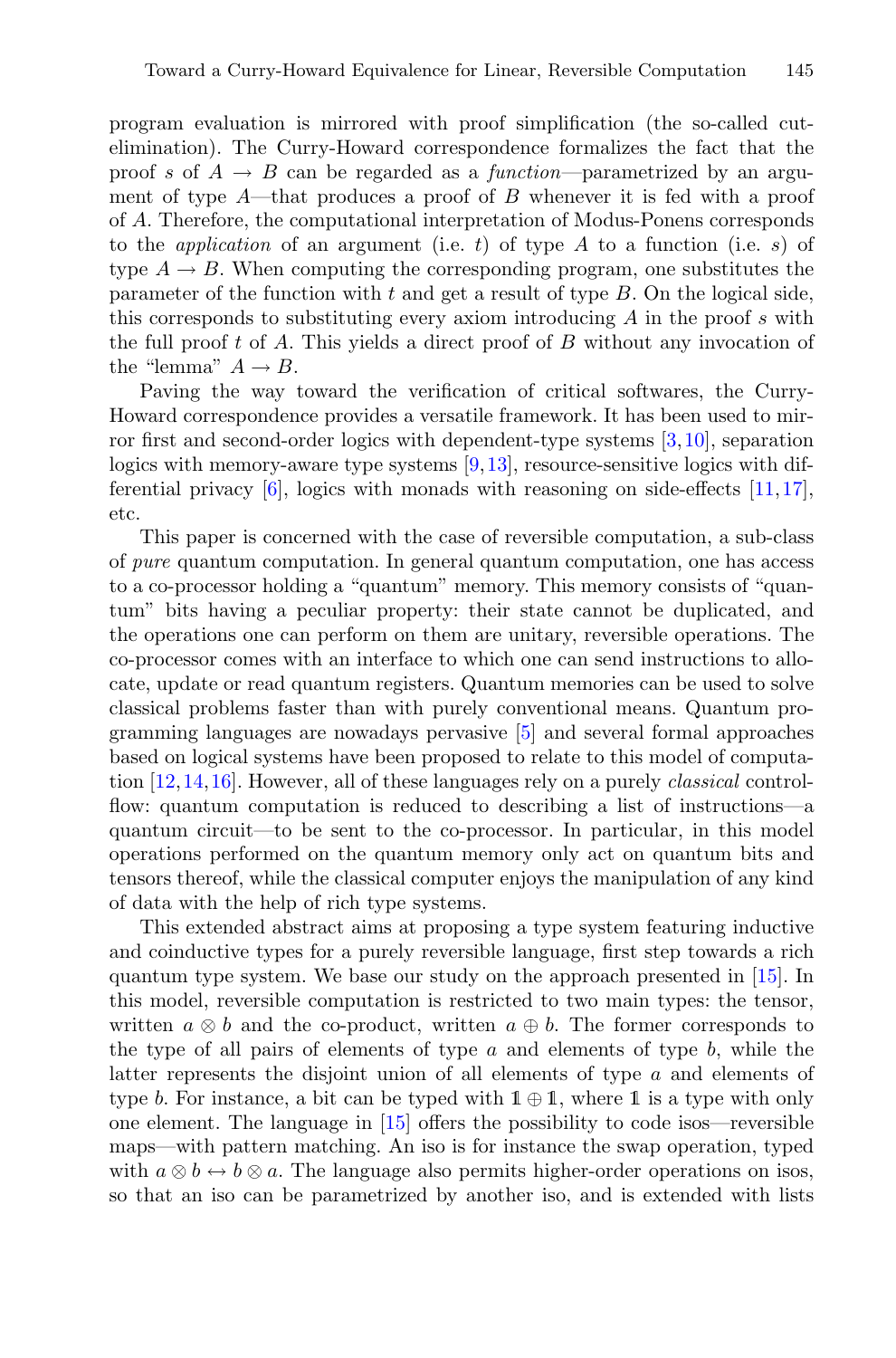program evaluation is mirrored with proof simplification (the so-called cut-elimination). The Curry-Howard correspondence formalizes the fact that the proof $s$ of $A \to B$ can be regarded as a *function*—parametrized by an argument of type $A$—that produces a proof of $B$ whenever it is fed with a proof of $A$. Therefore, the computational interpretation of Modus-Ponens corresponds to the *application* of an argument (i.e. $t$) of type $A$ to a function (i.e. $s$) of type $A \to B$. When computing the corresponding program, one substitutes the parameter of the function with $t$ and get a result of type $B$. On the logical side, this corresponds to substituting every axiom introducing $A$ in the proof $s$ with the full proof $t$ of $A$. This yields a direct proof of $B$ without any invocation of the "lemma" $A \to B$.

Paving the way toward the verification of critical softwares, the Curry-Howard correspondence provides a versatile framework. It has been used to mirror first and second-order logics with dependent-type systems [3,10], separation logics with memory-aware type systems [9,13], resource-sensitive logics with differential privacy [6], logics with monads with reasoning on side-effects [11,17], etc.

This paper is concerned with the case of reversible computation, a sub-class of *pure* quantum computation. In general quantum computation, one has access to a co-processor holding a "quantum" memory. This memory consists of "quantum" bits having a peculiar property: their state cannot be duplicated, and the operations one can perform on them are unitary, reversible operations. The co-processor comes with an interface to which one can send instructions to allocate, update or read quantum registers. Quantum memories can be used to solve classical problems faster than with purely conventional means. Quantum programming languages are nowadays pervasive [5] and several formal approaches based on logical systems have been proposed to relate to this model of computation [12,14,16]. However, all of these languages rely on a purely *classical* control-flow: quantum computation is reduced to describing a list of instructions—a quantum circuit—to be sent to the co-processor. In particular, in this model operations performed on the quantum memory only act on quantum bits and tensors thereof, while the classical computer enjoys the manipulation of any kind of data with the help of rich type systems.

This extended abstract aims at proposing a type system featuring inductive and coinductive types for a purely reversible language, first step towards a rich quantum type system. We base our study on the approach presented in [15]. In this model, reversible computation is restricted to two main types: the tensor, written $a \otimes b$ and the co-product, written $a \oplus b$. The former corresponds to the type of all pairs of elements of type $a$ and elements of type $b$, while the latter represents the disjoint union of all elements of type $a$ and elements of type $b$. For instance, a bit can be typed with $\mathbb{1} \oplus \mathbb{1}$, where $\mathbb{1}$ is a type with only one element. The language in [15] offers the possibility to code isos—reversible maps—with pattern matching. An iso is for instance the swap operation, typed with $a \otimes b \leftrightarrow b \otimes a$. The language also permits higher-order operations on isos, so that an iso can be parametrized by another iso, and is extended with lists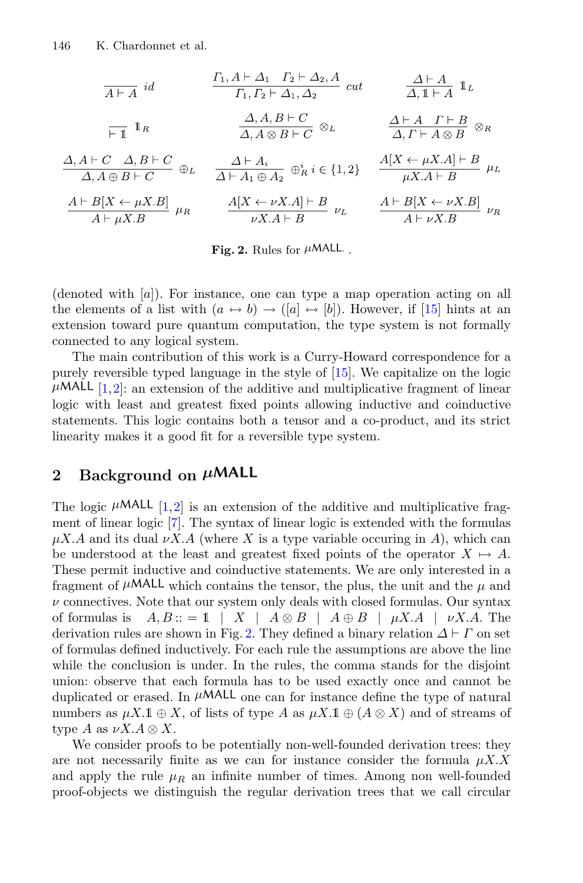$$\frac{}{A \vdash A}\ id \qquad \frac{\Gamma_1, A \vdash \Delta_1 \quad \Gamma_2 \vdash \Delta_2, A}{\Gamma_1, \Gamma_2 \vdash \Delta_1, \Delta_2}\ cut \qquad \frac{\Delta \vdash A}{\Delta, \mathbb{1} \vdash A}\ \mathbb{1}_L$$

$$\frac{}{\vdash \mathbb{1}}\ \mathbb{1}_R \qquad \frac{\Delta, A, B \vdash C}{\Delta, A \otimes B \vdash C}\ \otimes_L \qquad \frac{\Delta \vdash A \quad \Gamma \vdash B}{\Delta, \Gamma \vdash A \otimes B}\ \otimes_R$$

$$\frac{\Delta, A \vdash C \quad \Delta, B \vdash C}{\Delta, A \oplus B \vdash C}\ \oplus_L \qquad \frac{\Delta \vdash A_i}{\Delta \vdash A_1 \oplus A_2}\ \oplus_R^i\ i \in \{1, 2\} \qquad \frac{A[X \leftarrow \mu X.A] \vdash B}{\mu X.A \vdash B}\ \mu_L$$

$$\frac{A \vdash B[X \leftarrow \mu X.B]}{A \vdash \mu X.B}\ \mu_R \qquad \frac{A[X \leftarrow \nu X.A] \vdash B}{\nu X.A \vdash B}\ \nu_L \qquad \frac{A \vdash B[X \leftarrow \nu X.B]}{A \vdash \nu X.B}\ \nu_R$$

**Fig. 2.** Rules for $\mu$MALL. .

(denoted with $[a]$). For instance, one can type a map operation acting on all the elements of a list with $(a \leftrightarrow b) \rightarrow ([a] \leftrightarrow [b])$. However, if [15] hints at an extension toward pure quantum computation, the type system is not formally connected to any logical system.

The main contribution of this work is a Curry-Howard correspondence for a purely reversible typed language in the style of [15]. We capitalize on the logic $\mu$MALL [1,2]: an extension of the additive and multiplicative fragment of linear logic with least and greatest fixed points allowing inductive and coinductive statements. This logic contains both a tensor and a co-product, and its strict linearity makes it a good fit for a reversible type system.

## 2 Background on $\mu$MALL

The logic $\mu$MALL [1,2] is an extension of the additive and multiplicative fragment of linear logic [7]. The syntax of linear logic is extended with the formulas $\mu X.A$ and its dual $\nu X.A$ (where $X$ is a type variable occuring in $A$), which can be understood at the least and greatest fixed points of the operator $X \mapsto A$. These permit inductive and coinductive statements. We are only interested in a fragment of $\mu$MALL which contains the tensor, the plus, the unit and the $\mu$ and $\nu$ connectives. Note that our system only deals with closed formulas. Our syntax of formulas is $A, B ::= \mathbb{1} \mid X \mid A \otimes B \mid A \oplus B \mid \mu X.A \mid \nu X.A$. The derivation rules are shown in Fig. 2. They defined a binary relation $\Delta \vdash \Gamma$ on set of formulas defined inductively. For each rule the assumptions are above the line while the conclusion is under. In the rules, the comma stands for the disjoint union: observe that each formula has to be used exactly once and cannot be duplicated or erased. In $\mu$MALL one can for instance define the type of natural numbers as $\mu X.\mathbb{1} \oplus X$, of lists of type $A$ as $\mu X.\mathbb{1} \oplus (A \otimes X)$ and of streams of type $A$ as $\nu X.A \otimes X$.

We consider proofs to be potentially non-well-founded derivation trees: they are not necessarily finite as we can for instance consider the formula $\mu X.X$ and apply the rule $\mu_R$ an infinite number of times. Among non well-founded proof-objects we distinguish the regular derivation trees that we call circular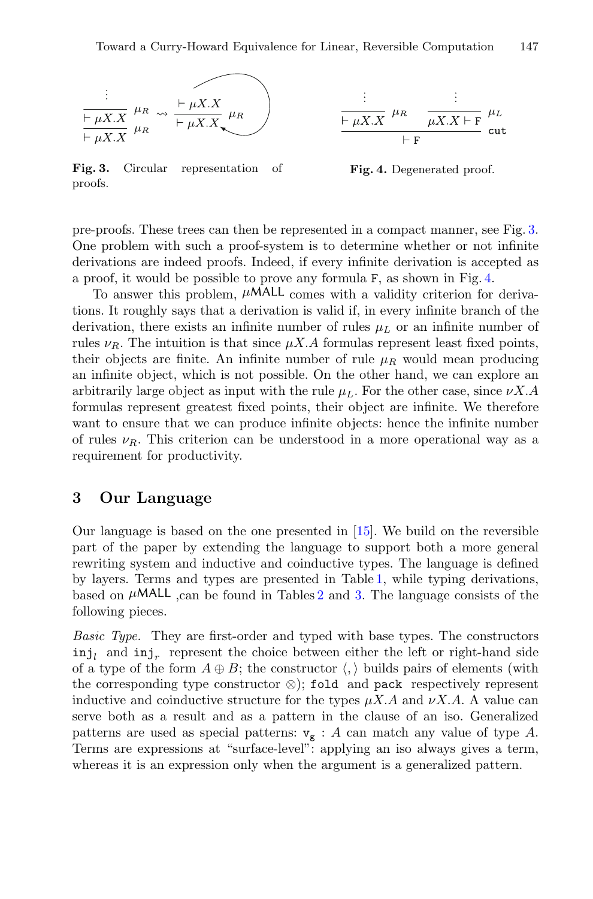$$\dfrac{\dfrac{\vdots}{\vdash \mu X.X}\ \mu_R}{\vdash \mu X.X}\ \mu_R \quad \rightsquigarrow \quad \dfrac{\vdash \mu X.X}{\vdash \mu X.X}\ \mu_R$$

**Fig. 3.** Circular representation of proofs.

$$\dfrac{\dfrac{\vdots}{\vdash \mu X.X}\ \mu_R \qquad \dfrac{\vdots}{\mu X.X \vdash \mathtt{F}}\ \mu_L}{\vdash \mathtt{F}}\ \mathtt{cut}$$

**Fig. 4.** Degenerated proof.

pre-proofs. These trees can then be represented in a compact manner, see Fig. 3. One problem with such a proof-system is to determine whether or not infinite derivations are indeed proofs. Indeed, if every infinite derivation is accepted as a proof, it would be possible to prove any formula F, as shown in Fig. 4.

To answer this problem, $\mu$MALL comes with a validity criterion for derivations. It roughly says that a derivation is valid if, in every infinite branch of the derivation, there exists an infinite number of rules $\mu_L$ or an infinite number of rules $\nu_R$. The intuition is that since $\mu X.A$ formulas represent least fixed points, their objects are finite. An infinite number of rule $\mu_R$ would mean producing an infinite object, which is not possible. On the other hand, we can explore an arbitrarily large object as input with the rule $\mu_L$. For the other case, since $\nu X.A$ formulas represent greatest fixed points, their object are infinite. We therefore want to ensure that we can produce infinite objects: hence the infinite number of rules $\nu_R$. This criterion can be understood in a more operational way as a requirement for productivity.

## 3 Our Language

Our language is based on the one presented in [15]. We build on the reversible part of the paper by extending the language to support both a more general rewriting system and inductive and coinductive types. The language is defined by layers. Terms and types are presented in Table 1, while typing derivations, based on $\mu$MALL ,can be found in Tables 2 and 3. The language consists of the following pieces.

*Basic Type.* They are first-order and typed with base types. The constructors $\mathtt{inj}_l$ and $\mathtt{inj}_r$ represent the choice between either the left or right-hand side of a type of the form $A \oplus B$; the constructor $\langle , \rangle$ builds pairs of elements (with the corresponding type constructor $\otimes$); `fold` and `pack` respectively represent inductive and coinductive structure for the types $\mu X.A$ and $\nu X.A$. A value can serve both as a result and as a pattern in the clause of an iso. Generalized patterns are used as special patterns: $\mathtt{v_g} : A$ can match any value of type $A$. Terms are expressions at "surface-level": applying an iso always gives a term, whereas it is an expression only when the argument is a generalized pattern.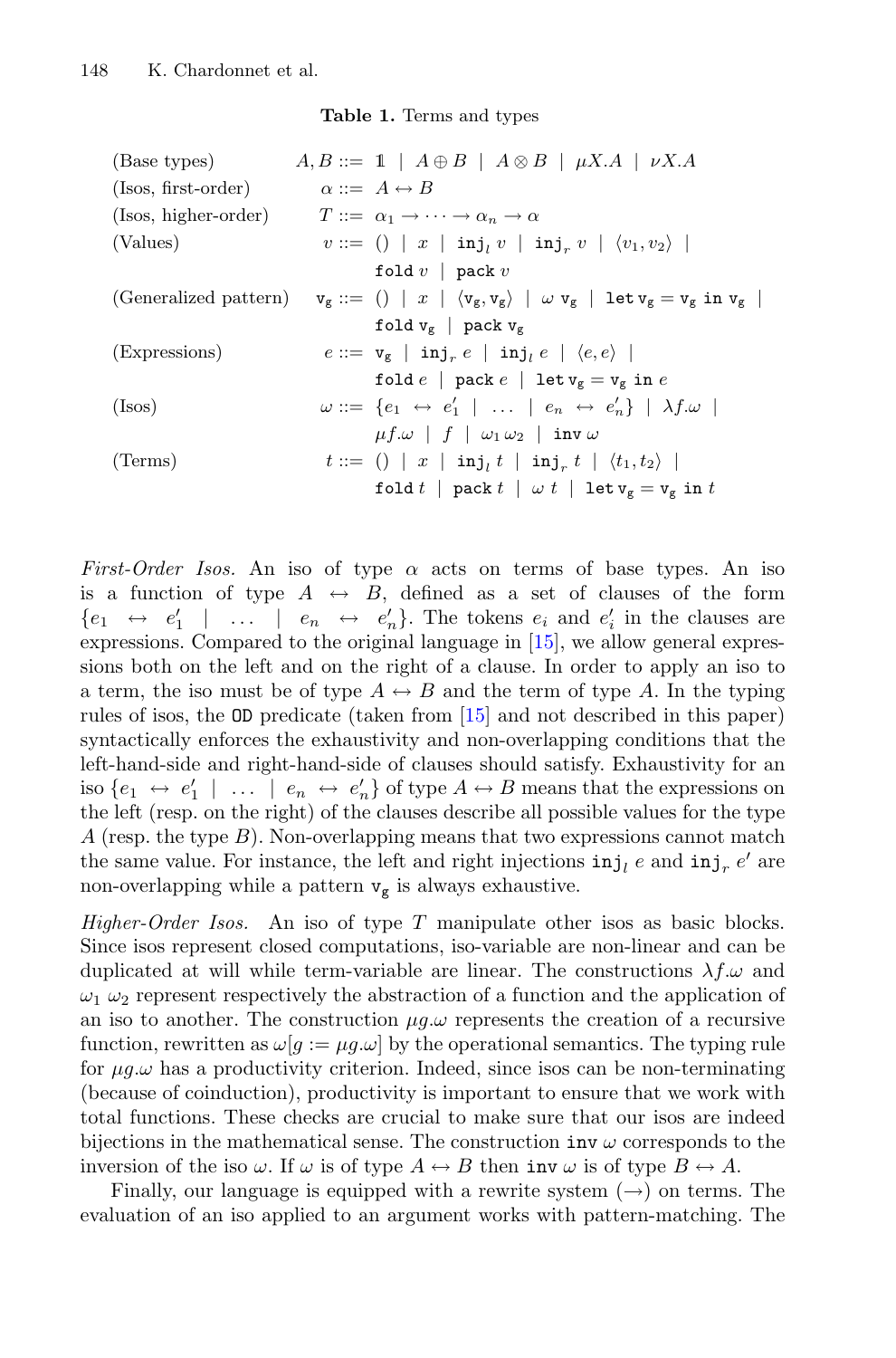**Table 1.** Terms and types

| | |
|---|---|
| (Base types) | $A, B ::= \mathbb{1} \mid A \oplus B \mid A \otimes B \mid \mu X.A \mid \nu X.A$ |
| (Isos, first-order) | $\alpha ::= A \leftrightarrow B$ |
| (Isos, higher-order) | $T ::= \alpha_1 \to \cdots \to \alpha_n \to \alpha$ |
| (Values) | $v ::= () \mid x \mid \mathtt{inj}_l\, v \mid \mathtt{inj}_r\, v \mid \langle v_1, v_2 \rangle \mid \mathtt{fold}\, v \mid \mathtt{pack}\, v$ |
| (Generalized pattern) | $\mathtt{v_g} ::= () \mid x \mid \langle \mathtt{v_g}, \mathtt{v_g} \rangle \mid \omega\ \mathtt{v_g} \mid \mathtt{let}\, \mathtt{v_g} = \mathtt{v_g}\ \mathtt{in}\ \mathtt{v_g} \mid \mathtt{fold}\, \mathtt{v_g} \mid \mathtt{pack}\, \mathtt{v_g}$ |
| (Expressions) | $e ::= \mathtt{v_g} \mid \mathtt{inj}_r\, e \mid \mathtt{inj}_l\, e \mid \langle e, e \rangle \mid \mathtt{fold}\, e \mid \mathtt{pack}\, e \mid \mathtt{let}\, \mathtt{v_g} = \mathtt{v_g}\ \mathtt{in}\ e$ |
| (Isos) | $\omega ::= \{e_1 \leftrightarrow e_1' \mid \ldots \mid e_n \leftrightarrow e_n'\} \mid \lambda f.\omega \mid \mu f.\omega \mid f \mid \omega_1\, \omega_2 \mid \mathtt{inv}\, \omega$ |
| (Terms) | $t ::= () \mid x \mid \mathtt{inj}_l\, t \mid \mathtt{inj}_r\, t \mid \langle t_1, t_2 \rangle \mid \mathtt{fold}\, t \mid \mathtt{pack}\, t \mid \omega\ t \mid \mathtt{let}\, \mathtt{v_g} = \mathtt{v_g}\ \mathtt{in}\ t$ |

*First-Order Isos.* An iso of type $\alpha$ acts on terms of base types. An iso is a function of type $A \leftrightarrow B$, defined as a set of clauses of the form $\{e_1 \leftrightarrow e_1' \mid \ldots \mid e_n \leftrightarrow e_n'\}$. The tokens $e_i$ and $e_i'$ in the clauses are expressions. Compared to the original language in [15], we allow general expressions both on the left and on the right of a clause. In order to apply an iso to a term, the iso must be of type $A \leftrightarrow B$ and the term of type $A$. In the typing rules of isos, the OD predicate (taken from [15] and not described in this paper) syntactically enforces the exhaustivity and non-overlapping conditions that the left-hand-side and right-hand-side of clauses should satisfy. Exhaustivity for an iso $\{e_1 \leftrightarrow e_1' \mid \ldots \mid e_n \leftrightarrow e_n'\}$ of type $A \leftrightarrow B$ means that the expressions on the left (resp. on the right) of the clauses describe all possible values for the type $A$ (resp. the type $B$). Non-overlapping means that two expressions cannot match the same value. For instance, the left and right injections $\mathtt{inj}_l\, e$ and $\mathtt{inj}_r\, e'$ are non-overlapping while a pattern $\mathtt{v_g}$ is always exhaustive.

*Higher-Order Isos.* An iso of type $T$ manipulate other isos as basic blocks. Since isos represent closed computations, iso-variable are non-linear and can be duplicated at will while term-variable are linear. The constructions $\lambda f.\omega$ and $\omega_1\ \omega_2$ represent respectively the abstraction of a function and the application of an iso to another. The construction $\mu g.\omega$ represents the creation of a recursive function, rewritten as $\omega[g := \mu g.\omega]$ by the operational semantics. The typing rule for $\mu g.\omega$ has a productivity criterion. Indeed, since isos can be non-terminating (because of coinduction), productivity is important to ensure that we work with total functions. These checks are crucial to make sure that our isos are indeed bijections in the mathematical sense. The construction $\mathtt{inv}\ \omega$ corresponds to the inversion of the iso $\omega$. If $\omega$ is of type $A \leftrightarrow B$ then $\mathtt{inv}\ \omega$ is of type $B \leftrightarrow A$.

Finally, our language is equipped with a rewrite system ($\to$) on terms. The evaluation of an iso applied to an argument works with pattern-matching. The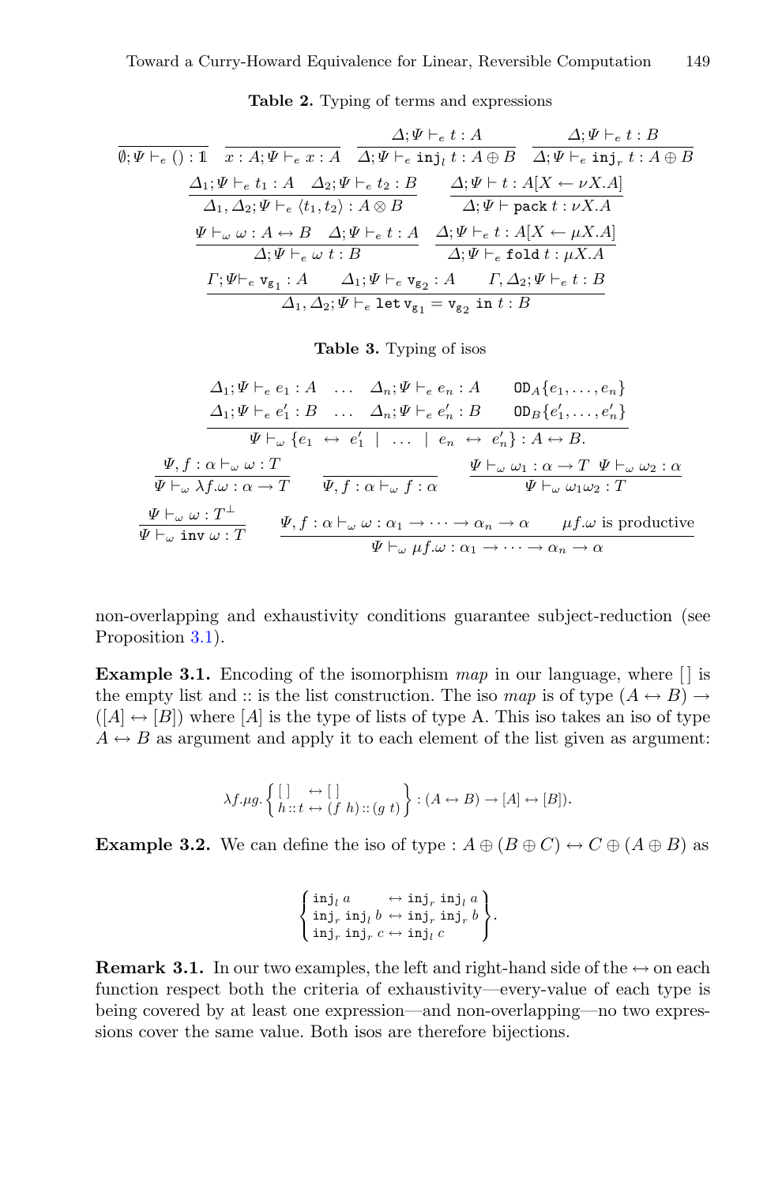**Table 2.** Typing of terms and expressions

$$
\frac{}{\emptyset; \Psi \vdash_e () : \mathbb{1}} \quad \frac{}{x : A; \Psi \vdash_e x : A} \quad \frac{\Delta; \Psi \vdash_e t : A}{\Delta; \Psi \vdash_e \mathtt{inj}_l\, t : A \oplus B} \quad \frac{\Delta; \Psi \vdash_e t : B}{\Delta; \Psi \vdash_e \mathtt{inj}_r\, t : A \oplus B}
$$

$$
\frac{\Delta_1; \Psi \vdash_e t_1 : A \quad \Delta_2; \Psi \vdash_e t_2 : B}{\Delta_1, \Delta_2; \Psi \vdash_e \langle t_1, t_2 \rangle : A \otimes B} \qquad \frac{\Delta; \Psi \vdash t : A[X \leftarrow \nu X.A]}{\Delta; \Psi \vdash \mathtt{pack}\, t : \nu X.A}
$$

$$
\frac{\Psi \vdash_\omega \omega : A \leftrightarrow B \quad \Delta; \Psi \vdash_e t : A}{\Delta; \Psi \vdash_e \omega\ t : B} \qquad \frac{\Delta; \Psi \vdash_e t : A[X \leftarrow \mu X.A]}{\Delta; \Psi \vdash_e \mathtt{fold}\, t : \mu X.A}
$$

$$
\frac{\Gamma; \Psi \vdash_e \mathtt{v}_{\mathtt{g}_1} : A \qquad \Delta_1; \Psi \vdash_e \mathtt{v}_{\mathtt{g}_2} : A \qquad \Gamma, \Delta_2; \Psi \vdash_e t : B}{\Delta_1, \Delta_2; \Psi \vdash_e \mathtt{let}\, \mathtt{v}_{\mathtt{g}_1} = \mathtt{v}_{\mathtt{g}_2}\ \mathtt{in}\ t : B}
$$

**Table 3.** Typing of isos

$$
\frac{\begin{array}{c}\Delta_1; \Psi \vdash_e e_1 : A \quad \ldots \quad \Delta_n; \Psi \vdash_e e_n : A \qquad \mathtt{OD}_A\{e_1, \ldots, e_n\} \\ \Delta_1; \Psi \vdash_e e'_1 : B \quad \ldots \quad \Delta_n; \Psi \vdash_e e'_n : B \qquad \mathtt{OD}_B\{e'_1, \ldots, e'_n\}\end{array}}{\Psi \vdash_\omega \{e_1 \ \leftrightarrow\ e'_1 \ \mid\ \ldots\ \mid\ e_n \ \leftrightarrow\ e'_n\} : A \leftrightarrow B.}
$$

$$
\frac{\Psi, f : \alpha \vdash_\omega \omega : T}{\Psi \vdash_\omega \lambda f.\omega : \alpha \to T} \qquad \frac{}{\Psi, f : \alpha \vdash_\omega f : \alpha} \qquad \frac{\Psi \vdash_\omega \omega_1 : \alpha \to T \quad \Psi \vdash_\omega \omega_2 : \alpha}{\Psi \vdash_\omega \omega_1 \omega_2 : T}
$$

$$
\frac{\Psi \vdash_\omega \omega : T^\perp}{\Psi \vdash_\omega \mathtt{inv}\ \omega : T} \qquad \frac{\Psi, f : \alpha \vdash_\omega \omega : \alpha_1 \to \cdots \to \alpha_n \to \alpha \qquad \mu f.\omega \text{ is productive}}{\Psi \vdash_\omega \mu f.\omega : \alpha_1 \to \cdots \to \alpha_n \to \alpha}
$$

non-overlapping and exhaustivity conditions guarantee subject-reduction (see Proposition 3.1).

**Example 3.1.** Encoding of the isomorphism *map* in our language, where [] is the empty list and :: is the list construction. The iso *map* is of type $(A \leftrightarrow B) \to ([A] \leftrightarrow [B])$ where $[A]$ is the type of lists of type A. This iso takes an iso of type $A \leftrightarrow B$ as argument and apply it to each element of the list given as argument:

$$
\lambda f.\mu g. \left\{ \begin{array}{ll} [\,] & \leftrightarrow [\,] \\ h :: t & \leftrightarrow (f\ h) :: (g\ t) \end{array} \right\} : (A \leftrightarrow B) \to [A] \leftrightarrow [B]).
$$

**Example 3.2.** We can define the iso of type : $A \oplus (B \oplus C) \leftrightarrow C \oplus (A \oplus B)$ as

$$
\left\{ \begin{array}{ll} \mathtt{inj}_l\ a & \leftrightarrow \mathtt{inj}_r\ \mathtt{inj}_l\ a \\ \mathtt{inj}_r\ \mathtt{inj}_l\ b & \leftrightarrow \mathtt{inj}_r\ \mathtt{inj}_r\ b \\ \mathtt{inj}_r\ \mathtt{inj}_r\ c & \leftrightarrow \mathtt{inj}_l\ c \end{array} \right\}.
$$

**Remark 3.1.** In our two examples, the left and right-hand side of the $\leftrightarrow$ on each function respect both the criteria of exhaustivity—every-value of each type is being covered by at least one expression—and non-overlapping—no two expressions cover the same value. Both isos are therefore bijections.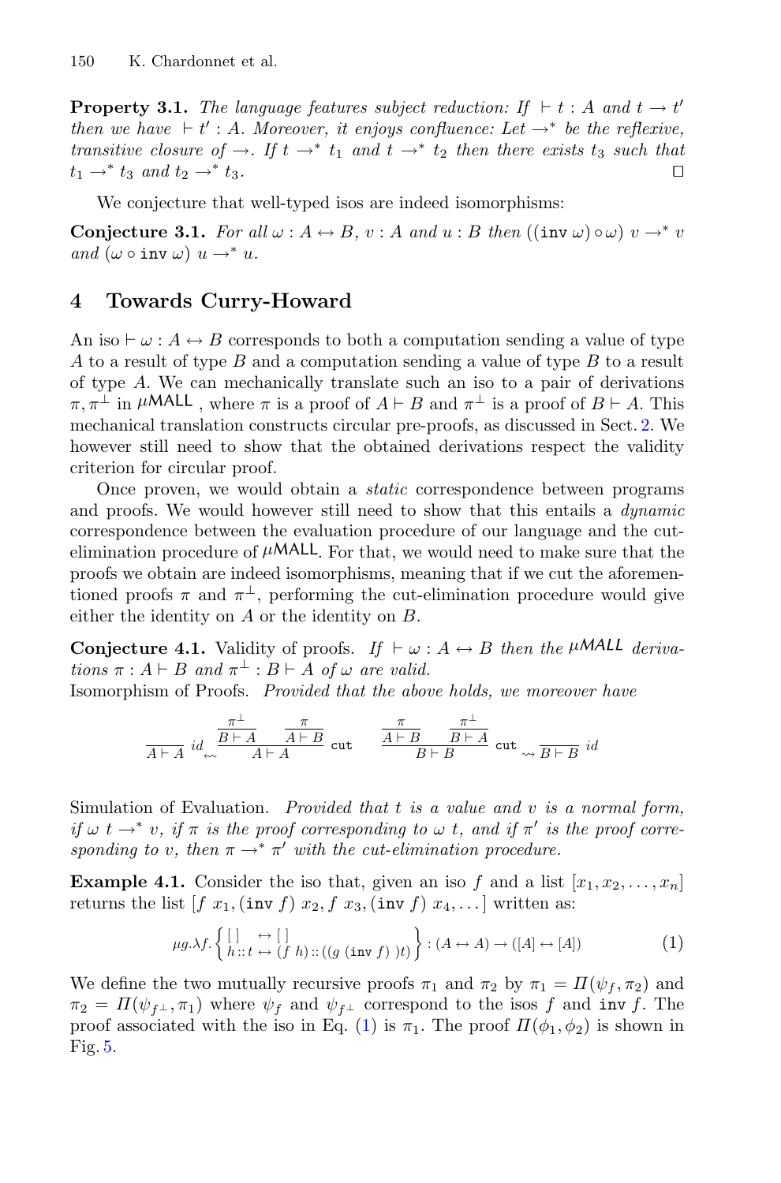**Property 3.1.** *The language features subject reduction: If $\vdash t : A$ and $t \to t'$ then we have $\vdash t' : A$. Moreover, it enjoys confluence: Let $\to^*$ be the reflexive, transitive closure of $\to$. If $t \to^* t_1$ and $t \to^* t_2$ then there exists $t_3$ such that $t_1 \to^* t_3$ and $t_2 \to^* t_3$.* □

We conjecture that well-typed isos are indeed isomorphisms:

**Conjecture 3.1.** *For all $\omega : A \leftrightarrow B$, $v : A$ and $u : B$ then $((\texttt{inv}\ \omega) \circ \omega)\ v \to^* v$ and $(\omega \circ \texttt{inv}\ \omega)\ u \to^* u$.*

## 4 Towards Curry-Howard

An iso $\vdash \omega : A \leftrightarrow B$ corresponds to both a computation sending a value of type $A$ to a result of type $B$ and a computation sending a value of type $B$ to a result of type $A$. We can mechanically translate such an iso to a pair of derivations $\pi, \pi^\perp$ in $\mu\mathsf{MALL}$, where $\pi$ is a proof of $A \vdash B$ and $\pi^\perp$ is a proof of $B \vdash A$. This mechanical translation constructs circular pre-proofs, as discussed in Sect. 2. We however still need to show that the obtained derivations respect the validity criterion for circular proof.

Once proven, we would obtain a *static* correspondence between programs and proofs. We would however still need to show that this entails a *dynamic* correspondence between the evaluation procedure of our language and the cut-elimination procedure of $\mu\mathsf{MALL}$. For that, we would need to make sure that the proofs we obtain are indeed isomorphisms, meaning that if we cut the aforementioned proofs $\pi$ and $\pi^\perp$, performing the cut-elimination procedure would give either the identity on $A$ or the identity on $B$.

**Conjecture 4.1.** Validity of proofs. *If $\vdash \omega : A \leftrightarrow B$ then the $\mu\mathsf{MALL}$ derivations $\pi : A \vdash B$ and $\pi^\perp : B \vdash A$ of $\omega$ are valid.*
Isomorphism of Proofs. *Provided that the above holds, we moreover have*

$$\frac{}{A \vdash A}\ id \;\leftsquigarrow\; \frac{\dfrac{\pi^\perp}{B \vdash A} \quad \dfrac{\pi}{A \vdash B}}{A \vdash A}\ \texttt{cut} \qquad \frac{\dfrac{\pi}{A \vdash B} \quad \dfrac{\pi^\perp}{B \vdash A}}{B \vdash B}\ \texttt{cut} \;\rightsquigarrow\; \frac{}{B \vdash B}\ id$$

Simulation of Evaluation. *Provided that $t$ is a value and $v$ is a normal form, if $\omega\ t \to^* v$, if $\pi$ is the proof corresponding to $\omega\ t$, and if $\pi'$ is the proof corresponding to $v$, then $\pi \to^* \pi'$ with the cut-elimination procedure.*

**Example 4.1.** Consider the iso that, given an iso $f$ and a list $[x_1, x_2, \ldots, x_n]$ returns the list $[f\ x_1, (\texttt{inv}\ f)\ x_2, f\ x_3, (\texttt{inv}\ f)\ x_4, \ldots]$ written as:

$$\mu g.\lambda f.\left\{ \begin{array}{lcl} [\,] & \leftrightarrow & [\,] \\ h :: t & \leftrightarrow & (f\ h) :: ((g\ (\texttt{inv}\ f)\ )t) \end{array} \right\} : (A \leftrightarrow A) \to ([A] \leftrightarrow [A]) \tag{1}$$

We define the two mutually recursive proofs $\pi_1$ and $\pi_2$ by $\pi_1 = \Pi(\psi_f, \pi_2)$ and $\pi_2 = \Pi(\psi_{f^\perp}, \pi_1)$ where $\psi_f$ and $\psi_{f^\perp}$ correspond to the isos $f$ and $\texttt{inv}\ f$. The proof associated with the iso in Eq. (1) is $\pi_1$. The proof $\Pi(\phi_1, \phi_2)$ is shown in Fig. 5.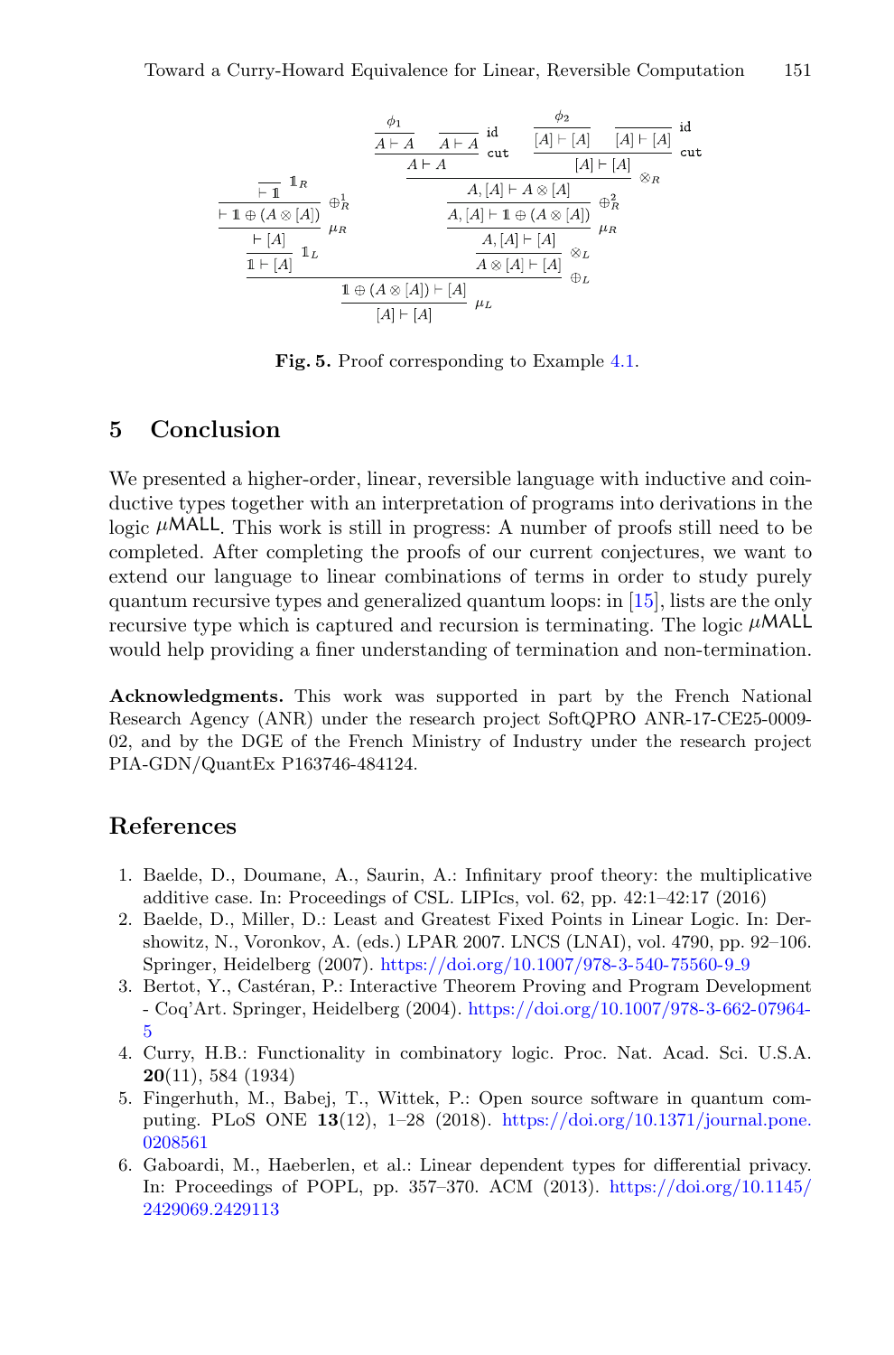$$
\dfrac{
\dfrac{
\dfrac{
\dfrac{
\dfrac{
\dfrac{}{\vdash \mathbb{1}}\ \mathbb{1}_R
}{\vdash \mathbb{1} \oplus (A \otimes [A])}\ \oplus^1_R
}{\vdash [A]}\ \mu_R
}{\mathbb{1} \vdash [A]}\ \mathbb{1}_L
\qquad
\dfrac{
\dfrac{
\dfrac{
\dfrac{
\dfrac{\dfrac{\phi_1}{A \vdash A} \quad \dfrac{}{A \vdash A}\ \mathtt{id}}{A \vdash A}\ \mathtt{cut}
\quad
\dfrac{\dfrac{\phi_2}{[A] \vdash [A]} \quad \dfrac{}{[A] \vdash [A]}\ \mathtt{id}}{[A] \vdash [A]}\ \mathtt{cut}
}{A, [A] \vdash A \otimes [A]}\ \otimes_R
}{A, [A] \vdash \mathbb{1} \oplus (A \otimes [A])}\ \oplus^2_R
}{A, [A] \vdash [A]}\ \mu_R
}{A \otimes [A] \vdash [A]}\ \otimes_L
}{\mathbb{1} \oplus (A \otimes [A]) \vdash [A]}\ \oplus_L
}{[A] \vdash [A]}\ \mu_L
$$

**Fig. 5.** Proof corresponding to Example 4.1.

## 5 Conclusion

We presented a higher-order, linear, reversible language with inductive and coinductive types together with an interpretation of programs into derivations in the logic $\mu$MALL. This work is still in progress: A number of proofs still need to be completed. After completing the proofs of our current conjectures, we want to extend our language to linear combinations of terms in order to study purely quantum recursive types and generalized quantum loops: in [15], lists are the only recursive type which is captured and recursion is terminating. The logic $\mu$MALL would help providing a finer understanding of termination and non-termination.

**Acknowledgments.** This work was supported in part by the French National Research Agency (ANR) under the research project SoftQPRO ANR-17-CE25-0009-02, and by the DGE of the French Ministry of Industry under the research project PIA-GDN/QuantEx P163746-484124.

## References

1. Baelde, D., Doumane, A., Saurin, A.: Infinitary proof theory: the multiplicative additive case. In: Proceedings of CSL. LIPIcs, vol. 62, pp. 42:1–42:17 (2016)
2. Baelde, D., Miller, D.: Least and Greatest Fixed Points in Linear Logic. In: Dershowitz, N., Voronkov, A. (eds.) LPAR 2007. LNCS (LNAI), vol. 4790, pp. 92–106. Springer, Heidelberg (2007). https://doi.org/10.1007/978-3-540-75560-9_9
3. Bertot, Y., Castéran, P.: Interactive Theorem Proving and Program Development - Coq'Art. Springer, Heidelberg (2004). https://doi.org/10.1007/978-3-662-07964-5
4. Curry, H.B.: Functionality in combinatory logic. Proc. Nat. Acad. Sci. U.S.A. **20**(11), 584 (1934)
5. Fingerhuth, M., Babej, T., Wittek, P.: Open source software in quantum computing. PLoS ONE **13**(12), 1–28 (2018). https://doi.org/10.1371/journal.pone.0208561
6. Gaboardi, M., Haeberlen, et al.: Linear dependent types for differential privacy. In: Proceedings of POPL, pp. 357–370. ACM (2013). https://doi.org/10.1145/2429069.2429113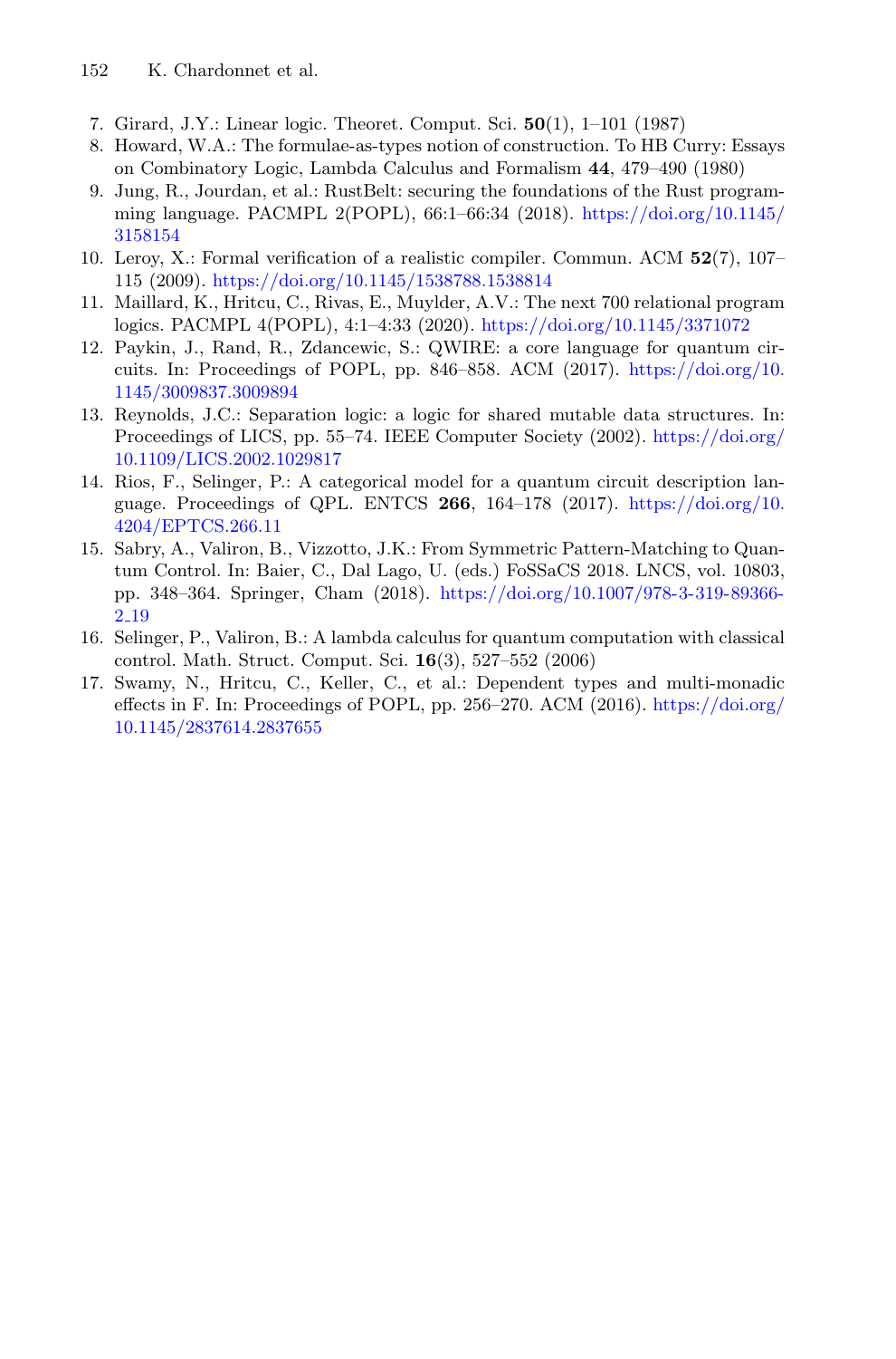7. Girard, J.Y.: Linear logic. Theoret. Comput. Sci. **50**(1), 1–101 (1987)
8. Howard, W.A.: The formulae-as-types notion of construction. To HB Curry: Essays on Combinatory Logic, Lambda Calculus and Formalism **44**, 479–490 (1980)
9. Jung, R., Jourdan, et al.: RustBelt: securing the foundations of the Rust programming language. PACMPL 2(POPL), 66:1–66:34 (2018). https://doi.org/10.1145/3158154
10. Leroy, X.: Formal verification of a realistic compiler. Commun. ACM **52**(7), 107–115 (2009). https://doi.org/10.1145/1538788.1538814
11. Maillard, K., Hritcu, C., Rivas, E., Muylder, A.V.: The next 700 relational program logics. PACMPL 4(POPL), 4:1–4:33 (2020). https://doi.org/10.1145/3371072
12. Paykin, J., Rand, R., Zdancewic, S.: QWIRE: a core language for quantum circuits. In: Proceedings of POPL, pp. 846–858. ACM (2017). https://doi.org/10.1145/3009837.3009894
13. Reynolds, J.C.: Separation logic: a logic for shared mutable data structures. In: Proceedings of LICS, pp. 55–74. IEEE Computer Society (2002). https://doi.org/10.1109/LICS.2002.1029817
14. Rios, F., Selinger, P.: A categorical model for a quantum circuit description language. Proceedings of QPL. ENTCS **266**, 164–178 (2017). https://doi.org/10.4204/EPTCS.266.11
15. Sabry, A., Valiron, B., Vizzotto, J.K.: From Symmetric Pattern-Matching to Quantum Control. In: Baier, C., Dal Lago, U. (eds.) FoSSaCS 2018. LNCS, vol. 10803, pp. 348–364. Springer, Cham (2018). https://doi.org/10.1007/978-3-319-89366-2_19
16. Selinger, P., Valiron, B.: A lambda calculus for quantum computation with classical control. Math. Struct. Comput. Sci. **16**(3), 527–552 (2006)
17. Swamy, N., Hritcu, C., Keller, C., et al.: Dependent types and multi-monadic effects in F. In: Proceedings of POPL, pp. 256–270. ACM (2016). https://doi.org/10.1145/2837614.2837655